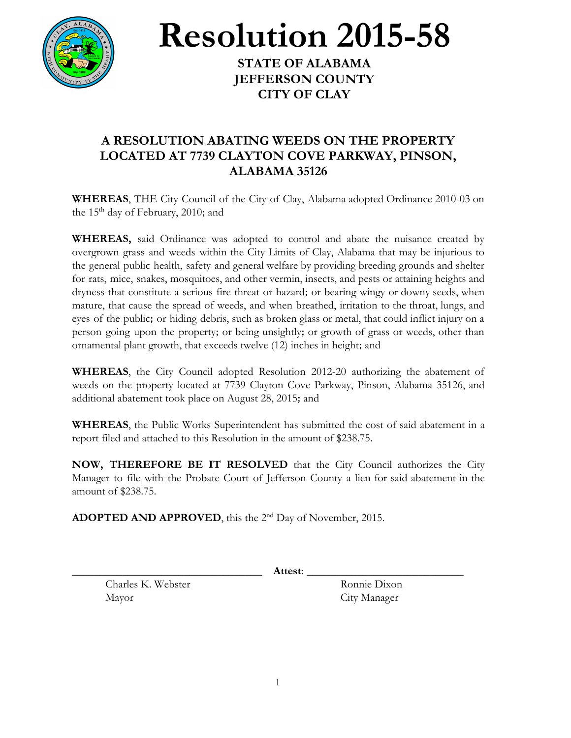# Resolution 2015-58

**STATE OF ALABAMA**
**JEFFERSON COUNTY**
**CITY OF CLAY**

## A RESOLUTION ABATING WEEDS ON THE PROPERTY LOCATED AT 7739 CLAYTON COVE PARKWAY, PINSON, ALABAMA 35126

**WHEREAS**, THE City Council of the City of Clay, Alabama adopted Ordinance 2010-03 on the 15th day of February, 2010; and

**WHEREAS,** said Ordinance was adopted to control and abate the nuisance created by overgrown grass and weeds within the City Limits of Clay, Alabama that may be injurious to the general public health, safety and general welfare by providing breeding grounds and shelter for rats, mice, snakes, mosquitoes, and other vermin, insects, and pests or attaining heights and dryness that constitute a serious fire threat or hazard; or bearing wingy or downy seeds, when mature, that cause the spread of weeds, and when breathed, irritation to the throat, lungs, and eyes of the public; or hiding debris, such as broken glass or metal, that could inflict injury on a person going upon the property; or being unsightly; or growth of grass or weeds, other than ornamental plant growth, that exceeds twelve (12) inches in height; and

**WHEREAS**, the City Council adopted Resolution 2012-20 authorizing the abatement of weeds on the property located at 7739 Clayton Cove Parkway, Pinson, Alabama 35126, and additional abatement took place on August 28, 2015; and

**WHEREAS**, the Public Works Superintendent has submitted the cost of said abatement in a report filed and attached to this Resolution in the amount of $238.75.

**NOW, THEREFORE BE IT RESOLVED** that the City Council authorizes the City Manager to file with the Probate Court of Jefferson County a lien for said abatement in the amount of $238.75.

**ADOPTED AND APPROVED**, this the 2nd Day of November, 2015.

\_\_\_\_\_\_\_\_\_\_\_\_\_\_\_\_\_\_\_\_\_\_\_\_\_\_\_\_\_\_ **Attest**: \_\_\_\_\_\_\_\_\_\_\_\_\_\_\_\_\_\_\_\_\_\_\_\_\_\_\_\_\_\_

Charles K. Webster
Mayor

Ronnie Dixon
City Manager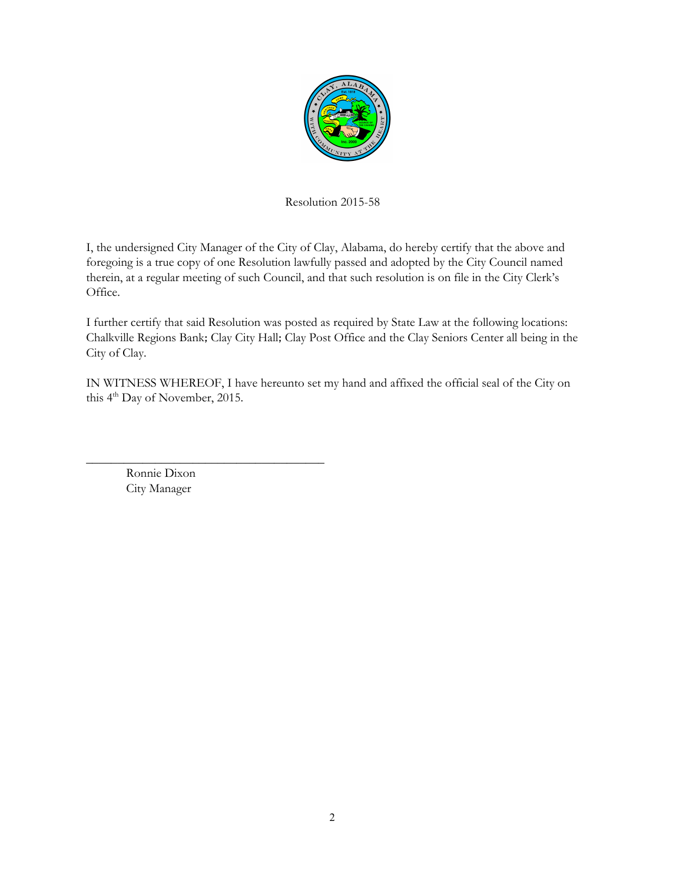Resolution 2015-58

I, the undersigned City Manager of the City of Clay, Alabama, do hereby certify that the above and foregoing is a true copy of one Resolution lawfully passed and adopted by the City Council named therein, at a regular meeting of such Council, and that such resolution is on file in the City Clerk's Office.

I further certify that said Resolution was posted as required by State Law at the following locations: Chalkville Regions Bank; Clay City Hall; Clay Post Office and the Clay Seniors Center all being in the City of Clay.

IN WITNESS WHEREOF, I have hereunto set my hand and affixed the official seal of the City on this 4th Day of November, 2015.

\_\_\_\_\_\_\_\_\_\_\_\_\_\_\_\_\_\_\_\_\_\_\_\_\_\_\_\_\_\_\_\_\_\_\_\_\_\_\_\_

Ronnie Dixon
City Manager